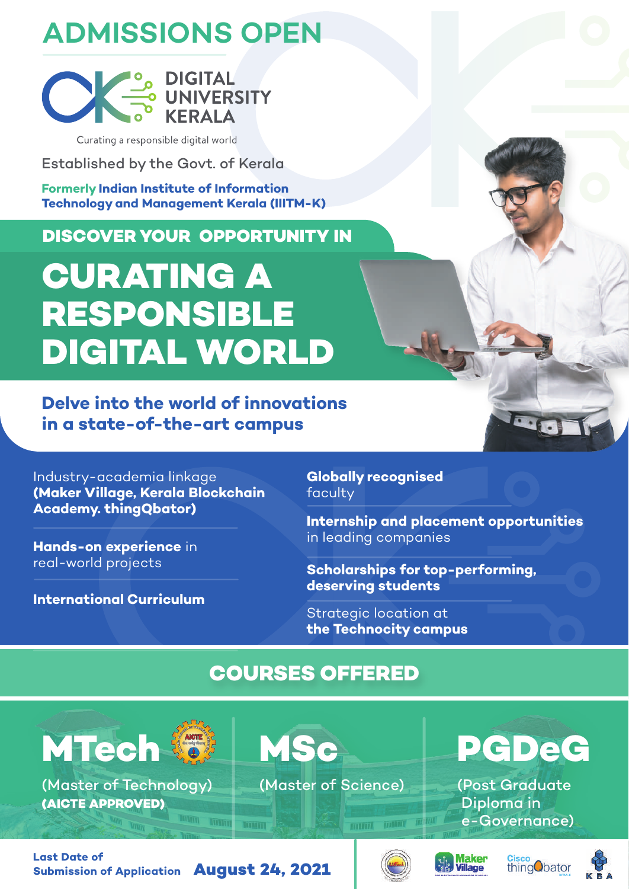# ADMISSIONS OPEN

DIGITAL UNIVERSITY KERALA

Curating a responsible digital world

Established by the Govt. of Kerala

**Formerly Indian Institute of Information Technology and Management Kerala (IIITM-K)**

## DISCOVER YOUR OPPORTUNITY IN

# CURATING A RESPONSIBLE DIGITAL WORLD

**Delve into the world of innovations in a state-of-the-art campus**

- Industry-academia linkage **(Maker Village, Kerala Blockchain Academy. thingQbator)**
- **Hands-on experience** in real-world projects
- **International Curriculum**
- **Globally recognised** faculty
- **Internship and placement opportunities** in leading companies
- **Scholarships for top-performing, deserving students**
- Strategic location at **the Technocity campus**

## COURSES OFFERED

**MTech**
(Master of Technology)
**(AICTE APPROVED)**

**MSc**
(Master of Science)

**PGDeG**
(Post Graduate Diploma in e-Governance)

**Last Date of Submission of Application** **August 24, 2021**

Maker Village | Cisco thingQbator | KBA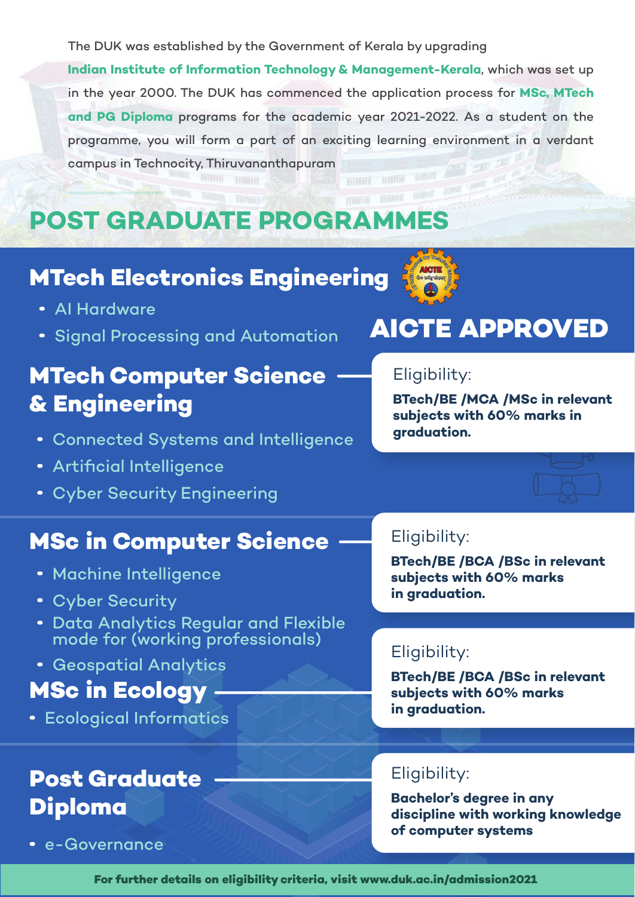The DUK was established by the Government of Kerala by upgrading **Indian Institute of Information Technology & Management-Kerala**, which was set up in the year 2000. The DUK has commenced the application process for **MSc, MTech and PG Diploma** programs for the academic year 2021-2022. As a student on the programme, you will form a part of an exciting learning environment in a verdant campus in Technocity, Thiruvananthapuram

# POST GRADUATE PROGRAMMES

## MTech Electronics Engineering

- AI Hardware
- Signal Processing and Automation

**AICTE APPROVED**

## MTech Computer Science & Engineering

- Connected Systems and Intelligence
- Artificial Intelligence
- Cyber Security Engineering

Eligibility:

**BTech/BE /MCA /MSc in relevant subjects with 60% marks in graduation.**

## MSc in Computer Science

- Machine Intelligence
- Cyber Security
- Data Analytics Regular and Flexible mode for (working professionals)
- Geospatial Analytics

Eligibility:

**BTech/BE /BCA /BSc in relevant subjects with 60% marks in graduation.**

## MSc in Ecology

- Ecological Informatics

Eligibility:

**BTech/BE /BCA /BSc in relevant subjects with 60% marks in graduation.**

## Post Graduate Diploma

- e-Governance

Eligibility:

**Bachelor's degree in any discipline with working knowledge of computer systems**

**For further details on eligibility criteria, visit www.duk.ac.in/admission2021**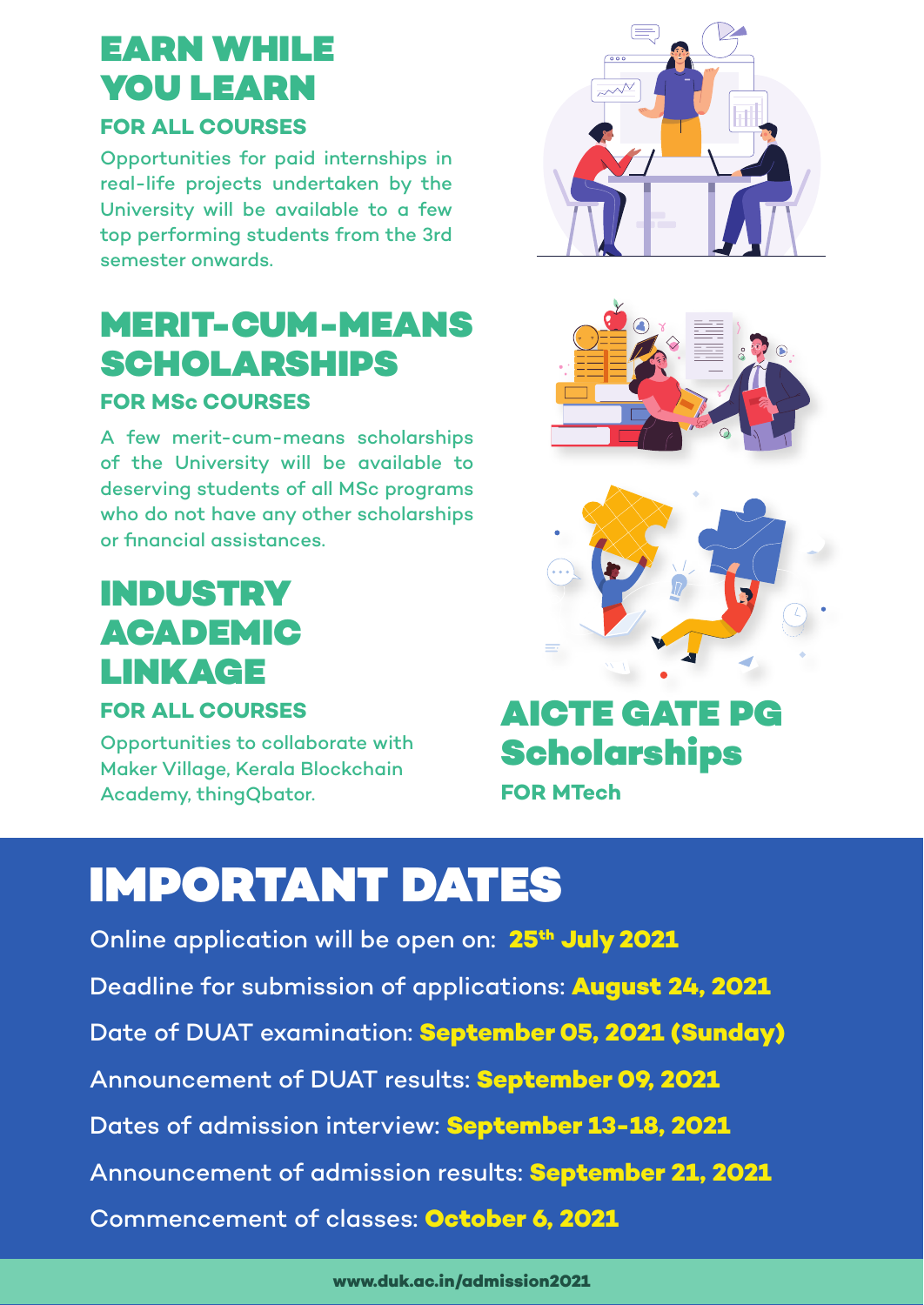## EARN WHILE YOU LEARN

### FOR ALL COURSES

Opportunities for paid internships in real-life projects undertaken by the University will be available to a few top performing students from the 3rd semester onwards.

## MERIT-CUM-MEANS SCHOLARSHIPS

### FOR MSc COURSES

A few merit-cum-means scholarships of the University will be available to deserving students of all MSc programs who do not have any other scholarships or financial assistances.

## INDUSTRY ACADEMIC LINKAGE

### FOR ALL COURSES

Opportunities to collaborate with Maker Village, Kerala Blockchain Academy, thingQbator.

## AICTE GATE PG Scholarships

### FOR MTech

# IMPORTANT DATES

Online application will be open on: **25th July 2021**

Deadline for submission of applications: **August 24, 2021**

Date of DUAT examination: **September 05, 2021 (Sunday)**

Announcement of DUAT results: **September 09, 2021**

Dates of admission interview: **September 13-18, 2021**

Announcement of admission results: **September 21, 2021**

Commencement of classes: **October 6, 2021**

**www.duk.ac.in/admission2021**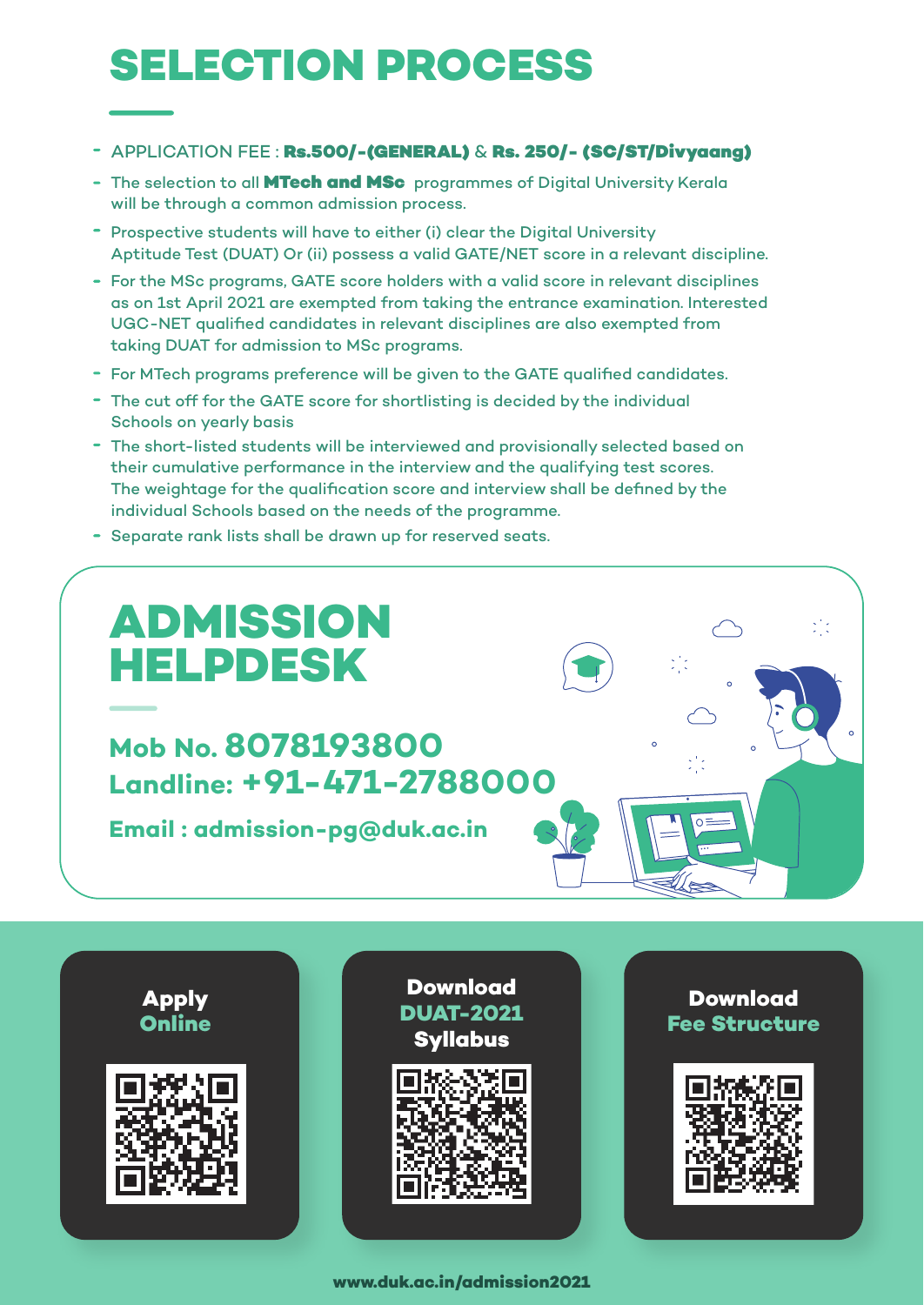# SELECTION PROCESS

- APPLICATION FEE : **Rs.500/-(GENERAL)** & **Rs. 250/- (SC/ST/Divyaang)**
- The selection to all **MTech and MSc** programmes of Digital University Kerala will be through a common admission process.
- Prospective students will have to either (i) clear the Digital University Aptitude Test (DUAT) Or (ii) possess a valid GATE/NET score in a relevant discipline.
- For the MSc programs, GATE score holders with a valid score in relevant disciplines as on 1st April 2021 are exempted from taking the entrance examination. Interested UGC-NET qualified candidates in relevant disciplines are also exempted from taking DUAT for admission to MSc programs.
- For MTech programs preference will be given to the GATE qualified candidates.
- The cut off for the GATE score for shortlisting is decided by the individual Schools on yearly basis
- The short-listed students will be interviewed and provisionally selected based on their cumulative performance in the interview and the qualifying test scores. The weightage for the qualification score and interview shall be defined by the individual Schools based on the needs of the programme.
- Separate rank lists shall be drawn up for reserved seats.

# ADMISSION HELPDESK

**Mob No. 8078193800**
**Landline: +91-471-2788000**

**Email : admission-pg@duk.ac.in**

**Apply Online**

**Download DUAT-2021 Syllabus**

**Download Fee Structure**

**www.duk.ac.in/admission2021**